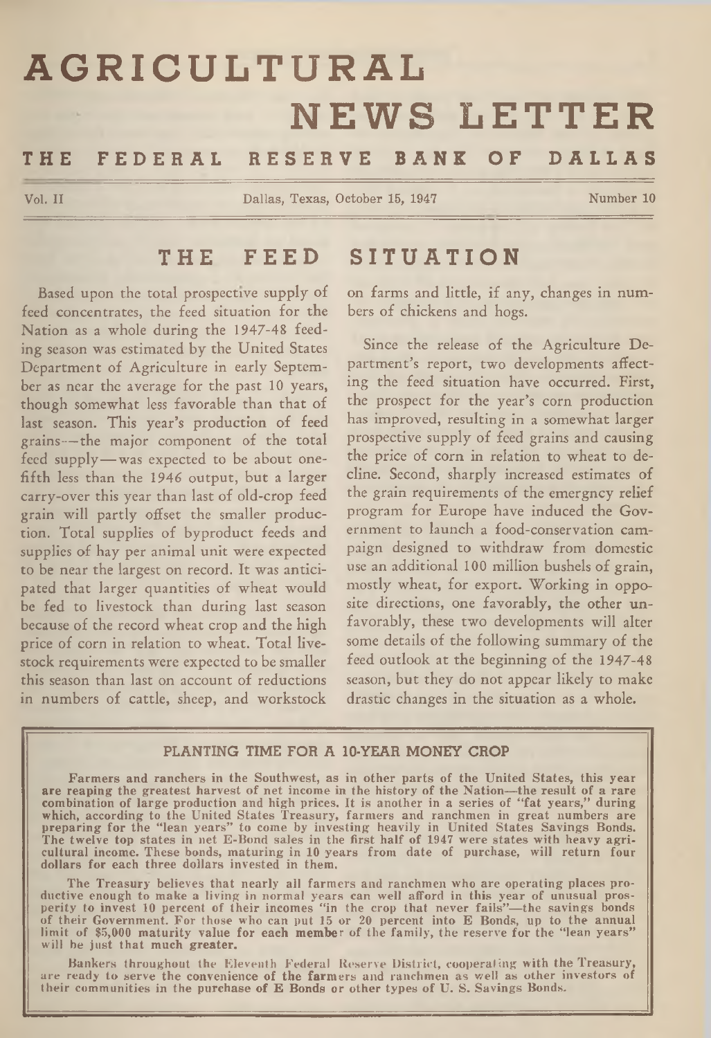# AGRICULTURAL NEWS LETTER

## THE FEDERAL RESERVE BANK OF DALLAS

Vol. II Dallas, Texas, October 15, 1947 Number 10

## THE FEED SITUATION

Based upon the total prospective supply of feed concentrates, the feed situation for the Nation as a whole during the 1947-48 feeding season was estimated by the United States Department of Agriculture in early September as near the average for the past 10 years, though somewhat less favorable than that of last season. This year's production of feed grains—the major component of the total feed supply—was expected to be about one-fifth less than the 1946 output, but a larger carry-over this year than last of old-crop feed grain will partly offset the smaller production. Total supplies of byproduct feeds and supplies of hay per animal unit were expected to be near the largest on record. It was anticipated that larger quantities of wheat would be fed to livestock than during last season because of the record wheat crop and the high price of corn in relation to wheat. Total livestock requirements were expected to be smaller this season than last on account of reductions in numbers of cattle, sheep, and workstock on farms and little, if any, changes in numbers of chickens and hogs.

Since the release of the Agriculture Department's report, two developments affecting the feed situation have occurred. First, the prospect for the year's corn production has improved, resulting in a somewhat larger prospective supply of feed grains and causing the price of corn in relation to wheat to decline. Second, sharply increased estimates of the grain requirements of the emergncy relief program for Europe have induced the Government to launch a food-conservation campaign designed to withdraw from domestic use an additional 100 million bushels of grain, mostly wheat, for export. Working in opposite directions, one favorably, the other unfavorably, these two developments will alter some details of the following summary of the feed outlook at the beginning of the 1947-48 season, but they do not appear likely to make drastic changes in the situation as a whole.

---

**PLANTING TIME FOR A 10-YEAR MONEY CROP**

**Farmers and ranchers in the Southwest, as in other parts of the United States, this year are reaping the greatest harvest of net income in the history of the Nation—the result of a rare combination of large production and high prices. It is another in a series of "fat years," during which, according to the United States Treasury, farmers and ranchmen in great numbers are preparing for the "lean years" to come by investing heavily in United States Savings Bonds. The twelve top states in net E-Bond sales in the first half of 1947 were states with heavy agricultural income. These bonds, maturing in 10 years from date of purchase, will return four dollars for each three dollars invested in them.**

**The Treasury believes that nearly all farmers and ranchmen who are operating places productive enough to make a living in normal years can well afford in this year of unusual prosperity to invest 10 percent of their incomes "in the crop that never fails"—the savings bonds of their Government. For those who can put 15 or 20 percent into E Bonds, up to the annual limit of $5,000 maturity value for each member of the family, the reserve for the "lean years" will be just that much greater.**

**Bankers throughout the Eleventh Federal Reserve District, cooperating with the Treasury, are ready to serve the convenience of the farmers and ranchmen as well as other investors of their communities in the purchase of E Bonds or other types of U. S. Savings Bonds.**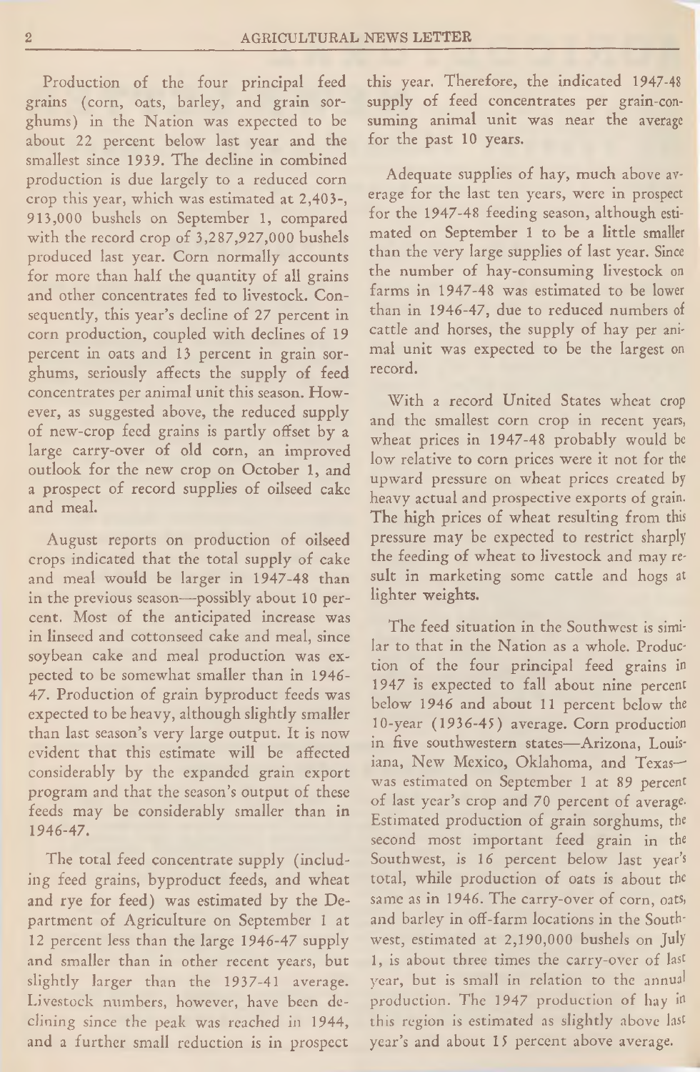Production of the four principal feed grains (corn, oats, barley, and grain sorghums) in the Nation was expected to be about 22 percent below last year and the smallest since 1939. The decline in combined production is due largely to a reduced corn crop this year, which was estimated at 2,403,913,000 bushels on September 1, compared with the record crop of 3,287,927,000 bushels produced last year. Corn normally accounts for more than half the quantity of all grains and other concentrates fed to livestock. Consequently, this year's decline of 27 percent in corn production, coupled with declines of 19 percent in oats and 13 percent in grain sorghums, seriously affects the supply of feed concentrates per animal unit this season. However, as suggested above, the reduced supply of new-crop feed grains is partly offset by a large carry-over of old corn, an improved outlook for the new crop on October 1, and a prospect of record supplies of oilseed cake and meal.

August reports on production of oilseed crops indicated that the total supply of cake and meal would be larger in 1947-48 than in the previous season—possibly about 10 percent. Most of the anticipated increase was in linseed and cottonseed cake and meal, since soybean cake and meal production was expected to be somewhat smaller than in 1946-47. Production of grain byproduct feeds was expected to be heavy, although slightly smaller than last season's very large output. It is now evident that this estimate will be affected considerably by the expanded grain export program and that the season's output of these feeds may be considerably smaller than in 1946-47.

The total feed concentrate supply (including feed grains, byproduct feeds, and wheat and rye for feed) was estimated by the Department of Agriculture on September 1 at 12 percent less than the large 1946-47 supply and smaller than in other recent years, but slightly larger than the 1937-41 average. Livestock numbers, however, have been declining since the peak was reached in 1944, and a further small reduction is in prospect this year. Therefore, the indicated 1947-48 supply of feed concentrates per grain-consuming animal unit was near the average for the past 10 years.

Adequate supplies of hay, much above average for the last ten years, were in prospect for the 1947-48 feeding season, although estimated on September 1 to be a little smaller than the very large supplies of last year. Since the number of hay-consuming livestock on farms in 1947-48 was estimated to be lower than in 1946-47, due to reduced numbers of cattle and horses, the supply of hay per animal unit was expected to be the largest on record.

With a record United States wheat crop and the smallest corn crop in recent years, wheat prices in 1947-48 probably would be low relative to corn prices were it not for the upward pressure on wheat prices created by heavy actual and prospective exports of grain. The high prices of wheat resulting from this pressure may be expected to restrict sharply the feeding of wheat to livestock and may result in marketing some cattle and hogs at lighter weights.

The feed situation in the Southwest is similar to that in the Nation as a whole. Production of the four principal feed grains in 1947 is expected to fall about nine percent below 1946 and about 11 percent below the 10-year (1936-45) average. Corn production in five southwestern states—Arizona, Louisiana, New Mexico, Oklahoma, and Texas—was estimated on September 1 at 89 percent of last year's crop and 70 percent of average. Estimated production of grain sorghums, the second most important feed grain in the Southwest, is 16 percent below last year's total, while production of oats is about the same as in 1946. The carry-over of corn, oats, and barley in off-farm locations in the Southwest, estimated at 2,190,000 bushels on July 1, is about three times the carry-over of last year, but is small in relation to the annual production. The 1947 production of hay in this region is estimated as slightly above last year's and about 15 percent above average.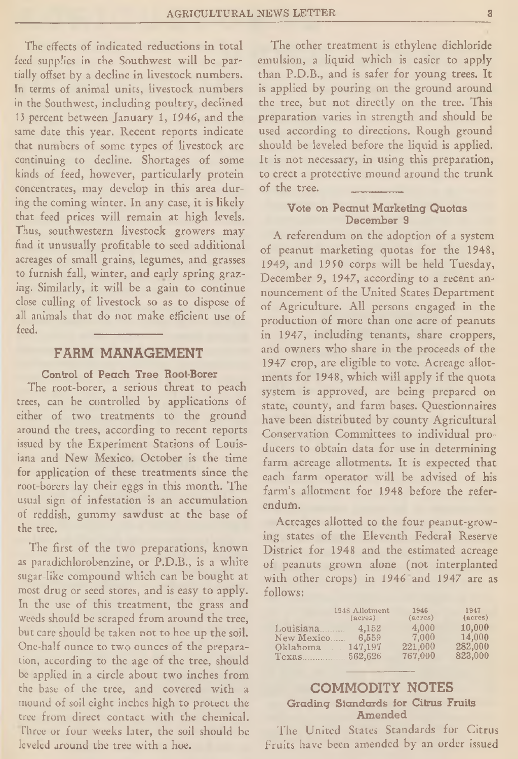The effects of indicated reductions in total feed supplies in the Southwest will be partially offset by a decline in livestock numbers. In terms of animal units, livestock numbers in the Southwest, including poultry, declined 13 percent between January 1, 1946, and the same date this year. Recent reports indicate that numbers of some types of livestock are continuing to decline. Shortages of some kinds of feed, however, particularly protein concentrates, may develop in this area during the coming winter. In any case, it is likely that feed prices will remain at high levels. Thus, southwestern livestock growers may find it unusually profitable to seed additional acreages of small grains, legumes, and grasses to furnish fall, winter, and early spring grazing. Similarly, it will be a gain to continue close culling of livestock so as to dispose of all animals that do not make efficient use of feed.

## FARM MANAGEMENT

### Control of Peach Tree Root-Borer

The root-borer, a serious threat to peach trees, can be controlled by applications of either of two treatments to the ground around the trees, according to recent reports issued by the Experiment Stations of Louisiana and New Mexico. October is the time for application of these treatments since the root-borers lay their eggs in this month. The usual sign of infestation is an accumulation of reddish, gummy sawdust at the base of the tree.

The first of the two preparations, known as paradichlorobenzine, or P.D.B., is a white sugar-like compound which can be bought at most drug or seed stores, and is easy to apply. In the use of this treatment, the grass and weeds should be scraped from around the tree, but care should be taken not to hoe up the soil. One-half ounce to two ounces of the preparation, according to the age of the tree, should be applied in a circle about two inches from the base of the tree, and covered with a mound of soil eight inches high to protect the tree from direct contact with the chemical. Three or four weeks later, the soil should be leveled around the tree with a hoe.

The other treatment is ethylene dichloride emulsion, a liquid which is easier to apply than P.D.B., and is safer for young trees. It is applied by pouring on the ground around the tree, but not directly on the tree. This preparation varies in strength and should be used according to directions. Rough ground should be leveled before the liquid is applied. It is not necessary, in using this preparation, to erect a protective mound around the trunk of the tree.

### Vote on Peanut Marketing Quotas December 9

A referendum on the adoption of a system of peanut marketing quotas for the 1948, 1949, and 1950 corps will be held Tuesday, December 9, 1947, according to a recent announcement of the United States Department of Agriculture. All persons engaged in the production of more than one acre of peanuts in 1947, including tenants, share croppers, and owners who share in the proceeds of the 1947 crop, are eligible to vote. Acreage allotments for 1948, which will apply if the quota system is approved, are being prepared on state, county, and farm bases. Questionnaires have been distributed by county Agricultural Conservation Committees to individual producers to obtain data for use in determining farm acreage allotments. It is expected that each farm operator will be advised of his farm's allotment for 1948 before the referendum.

Acreages allotted to the four peanut-growing states of the Eleventh Federal Reserve District for 1948 and the estimated acreage of peanuts grown alone (not interplanted with other crops) in 1946 and 1947 are as follows:

| | 1948 Allotment (acres) | 1946 (acres) | 1947 (acres) |
|---|---|---|---|
| Louisiana | 4,152 | 4,000 | 10,000 |
| New Mexico | 6,559 | 7,000 | 14,000 |
| Oklahoma | 147,197 | 221,000 | 282,000 |
| Texas | 562,626 | 767,000 | 823,000 |

## COMMODITY NOTES

### Grading Standards for Citrus Fruits Amended

The United States Standards for Citrus Fruits have been amended by an order issued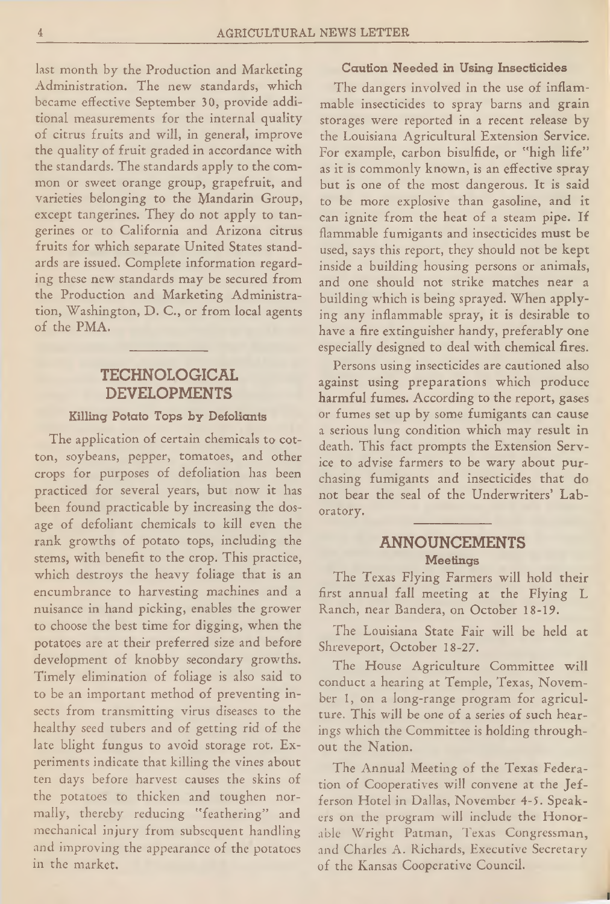last month by the Production and Marketing Administration. The new standards, which became effective September 30, provide additional measurements for the internal quality of citrus fruits and will, in general, improve the quality of fruit graded in accordance with the standards. The standards apply to the common or sweet orange group, grapefruit, and varieties belonging to the Mandarin Group, except tangerines. They do not apply to tangerines or to California and Arizona citrus fruits for which separate United States standards are issued. Complete information regarding these new standards may be secured from the Production and Marketing Administration, Washington, D. C., or from local agents of the PMA.

## TECHNOLOGICAL DEVELOPMENTS

### Killing Potato Tops by Defoliants

The application of certain chemicals to cotton, soybeans, pepper, tomatoes, and other crops for purposes of defoliation has been practiced for several years, but now it has been found practicable by increasing the dosage of defoliant chemicals to kill even the rank growths of potato tops, including the stems, with benefit to the crop. This practice, which destroys the heavy foliage that is an encumbrance to harvesting machines and a nuisance in hand picking, enables the grower to choose the best time for digging, when the potatoes are at their preferred size and before development of knobby secondary growths. Timely elimination of foliage is also said to to be an important method of preventing insects from transmitting virus diseases to the healthy seed tubers and of getting rid of the late blight fungus to avoid storage rot. Experiments indicate that killing the vines about ten days before harvest causes the skins of the potatoes to thicken and toughen normally, thereby reducing "feathering" and mechanical injury from subsequent handling and improving the appearance of the potatoes in the market.

### Caution Needed in Using Insecticides

The dangers involved in the use of inflammable insecticides to spray barns and grain storages were reported in a recent release by the Louisiana Agricultural Extension Service. For example, carbon bisulfide, or "high life" as it is commonly known, is an effective spray but is one of the most dangerous. It is said to be more explosive than gasoline, and it can ignite from the heat of a steam pipe. If flammable fumigants and insecticides must be used, says this report, they should not be kept inside a building housing persons or animals, and one should not strike matches near a building which is being sprayed. When applying any inflammable spray, it is desirable to have a fire extinguisher handy, preferably one especially designed to deal with chemical fires.

Persons using insecticides are cautioned also against using preparations which produce harmful fumes. According to the report, gases or fumes set up by some fumigants can cause a serious lung condition which may result in death. This fact prompts the Extension Service to advise farmers to be wary about purchasing fumigants and insecticides that do not bear the seal of the Underwriters' Laboratory.

## ANNOUNCEMENTS

### Meetings

The Texas Flying Farmers will hold their first annual fall meeting at the Flying L Ranch, near Bandera, on October 18-19.

The Louisiana State Fair will be held at Shreveport, October 18-27.

The House Agriculture Committee will conduct a hearing at Temple, Texas, November 1, on a long-range program for agriculture. This will be one of a series of such hearings which the Committee is holding throughout the Nation.

The Annual Meeting of the Texas Federation of Cooperatives will convene at the Jefferson Hotel in Dallas, November 4-5. Speakers on the program will include the Honorable Wright Patman, Texas Congressman, and Charles A. Richards, Executive Secretary of the Kansas Cooperative Council.